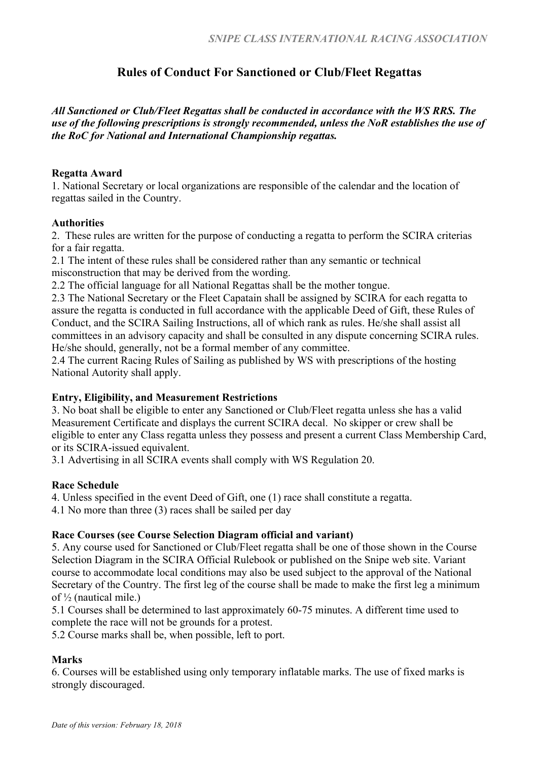# Rules of Conduct For Sanctioned or Club/Fleet Regattas

***All Sanctioned or Club/Fleet Regattas shall be conducted in accordance with the WS RRS. The use of the following prescriptions is strongly recommended, unless the NoR establishes the use of the RoC for National and International Championship regattas.***

**Regatta Award**

1. National Secretary or local organizations are responsible of the calendar and the location of regattas sailed in the Country.

**Authorities**

2. These rules are written for the purpose of conducting a regatta to perform the SCIRA criterias for a fair regatta.

2.1 The intent of these rules shall be considered rather than any semantic or technical misconstruction that may be derived from the wording.

2.2 The official language for all National Regattas shall be the mother tongue.

2.3 The National Secretary or the Fleet Capatain shall be assigned by SCIRA for each regatta to assure the regatta is conducted in full accordance with the applicable Deed of Gift, these Rules of Conduct, and the SCIRA Sailing Instructions, all of which rank as rules. He/she shall assist all committees in an advisory capacity and shall be consulted in any dispute concerning SCIRA rules. He/she should, generally, not be a formal member of any committee.

2.4 The current Racing Rules of Sailing as published by WS with prescriptions of the hosting National Autority shall apply.

**Entry, Eligibility, and Measurement Restrictions**

3. No boat shall be eligible to enter any Sanctioned or Club/Fleet regatta unless she has a valid Measurement Certificate and displays the current SCIRA decal. No skipper or crew shall be eligible to enter any Class regatta unless they possess and present a current Class Membership Card, or its SCIRA-issued equivalent.

3.1 Advertising in all SCIRA events shall comply with WS Regulation 20.

**Race Schedule**

4. Unless specified in the event Deed of Gift, one (1) race shall constitute a regatta.

4.1 No more than three (3) races shall be sailed per day

**Race Courses (see Course Selection Diagram official and variant)**

5. Any course used for Sanctioned or Club/Fleet regatta shall be one of those shown in the Course Selection Diagram in the SCIRA Official Rulebook or published on the Snipe web site. Variant course to accommodate local conditions may also be used subject to the approval of the National Secretary of the Country. The first leg of the course shall be made to make the first leg a minimum of ½ (nautical mile.)

5.1 Courses shall be determined to last approximately 60-75 minutes. A different time used to complete the race will not be grounds for a protest.

5.2 Course marks shall be, when possible, left to port.

**Marks**

6. Courses will be established using only temporary inflatable marks. The use of fixed marks is strongly discouraged.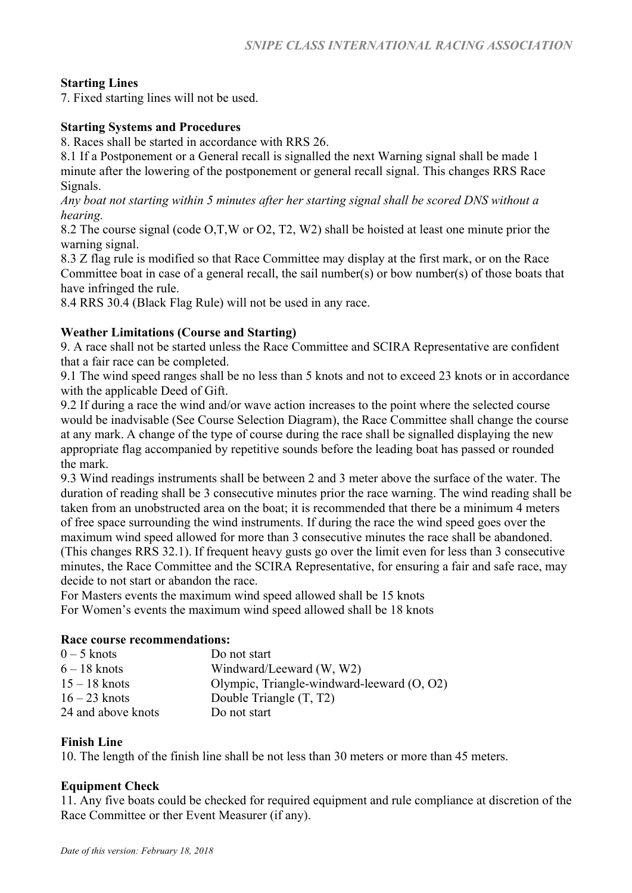**Starting Lines**

7. Fixed starting lines will not be used.

**Starting Systems and Procedures**

8. Races shall be started in accordance with RRS 26.

8.1 If a Postponement or a General recall is signalled the next Warning signal shall be made 1 minute after the lowering of the postponement or general recall signal. This changes RRS Race Signals.

*Any boat not starting within 5 minutes after her starting signal shall be scored DNS without a hearing.*

8.2 The course signal (code O,T,W or O2, T2, W2) shall be hoisted at least one minute prior the warning signal.

8.3 Z flag rule is modified so that Race Committee may display at the first mark, or on the Race Committee boat in case of a general recall, the sail number(s) or bow number(s) of those boats that have infringed the rule.

8.4 RRS 30.4 (Black Flag Rule) will not be used in any race.

**Weather Limitations (Course and Starting)**

9. A race shall not be started unless the Race Committee and SCIRA Representative are confident that a fair race can be completed.

9.1 The wind speed ranges shall be no less than 5 knots and not to exceed 23 knots or in accordance with the applicable Deed of Gift.

9.2 If during a race the wind and/or wave action increases to the point where the selected course would be inadvisable (See Course Selection Diagram), the Race Committee shall change the course at any mark. A change of the type of course during the race shall be signalled displaying the new appropriate flag accompanied by repetitive sounds before the leading boat has passed or rounded the mark.

9.3 Wind readings instruments shall be between 2 and 3 meter above the surface of the water. The duration of reading shall be 3 consecutive minutes prior the race warning. The wind reading shall be taken from an unobstructed area on the boat; it is recommended that there be a minimum 4 meters of free space surrounding the wind instruments. If during the race the wind speed goes over the maximum wind speed allowed for more than 3 consecutive minutes the race shall be abandoned. (This changes RRS 32.1). If frequent heavy gusts go over the limit even for less than 3 consecutive minutes, the Race Committee and the SCIRA Representative, for ensuring a fair and safe race, may decide to not start or abandon the race.

For Masters events the maximum wind speed allowed shall be 15 knots

For Women's events the maximum wind speed allowed shall be 18 knots

**Race course recommendations:**

| | |
|---|---|
| 0 – 5 knots | Do not start |
| 6 – 18 knots | Windward/Leeward (W, W2) |
| 15 – 18 knots | Olympic, Triangle-windward-leeward (O, O2) |
| 16 – 23 knots | Double Triangle (T, T2) |
| 24 and above knots | Do not start |

**Finish Line**

10. The length of the finish line shall be not less than 30 meters or more than 45 meters.

**Equipment Check**

11. Any five boats could be checked for required equipment and rule compliance at discretion of the Race Committee or ther Event Measurer (if any).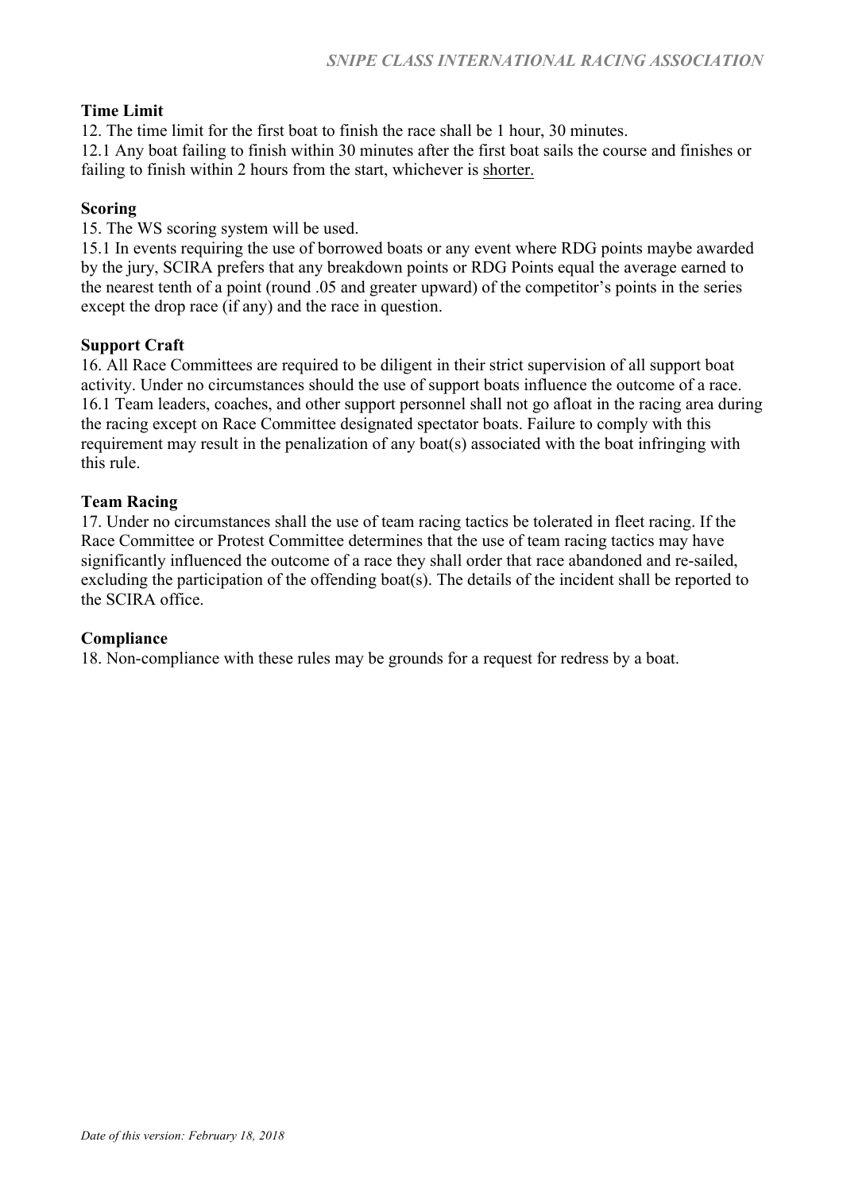**Time Limit**

12. The time limit for the first boat to finish the race shall be 1 hour, 30 minutes.
12.1 Any boat failing to finish within 30 minutes after the first boat sails the course and finishes or failing to finish within 2 hours from the start, whichever is <u>shorter.</u>

**Scoring**

15. The WS scoring system will be used.
15.1 In events requiring the use of borrowed boats or any event where RDG points maybe awarded by the jury, SCIRA prefers that any breakdown points or RDG Points equal the average earned to the nearest tenth of a point (round .05 and greater upward) of the competitor's points in the series except the drop race (if any) and the race in question.

**Support Craft**

16. All Race Committees are required to be diligent in their strict supervision of all support boat activity. Under no circumstances should the use of support boats influence the outcome of a race.
16.1 Team leaders, coaches, and other support personnel shall not go afloat in the racing area during the racing except on Race Committee designated spectator boats. Failure to comply with this requirement may result in the penalization of any boat(s) associated with the boat infringing with this rule.

**Team Racing**

17. Under no circumstances shall the use of team racing tactics be tolerated in fleet racing. If the Race Committee or Protest Committee determines that the use of team racing tactics may have significantly influenced the outcome of a race they shall order that race abandoned and re-sailed, excluding the participation of the offending boat(s). The details of the incident shall be reported to the SCIRA office.

**Compliance**

18. Non-compliance with these rules may be grounds for a request for redress by a boat.